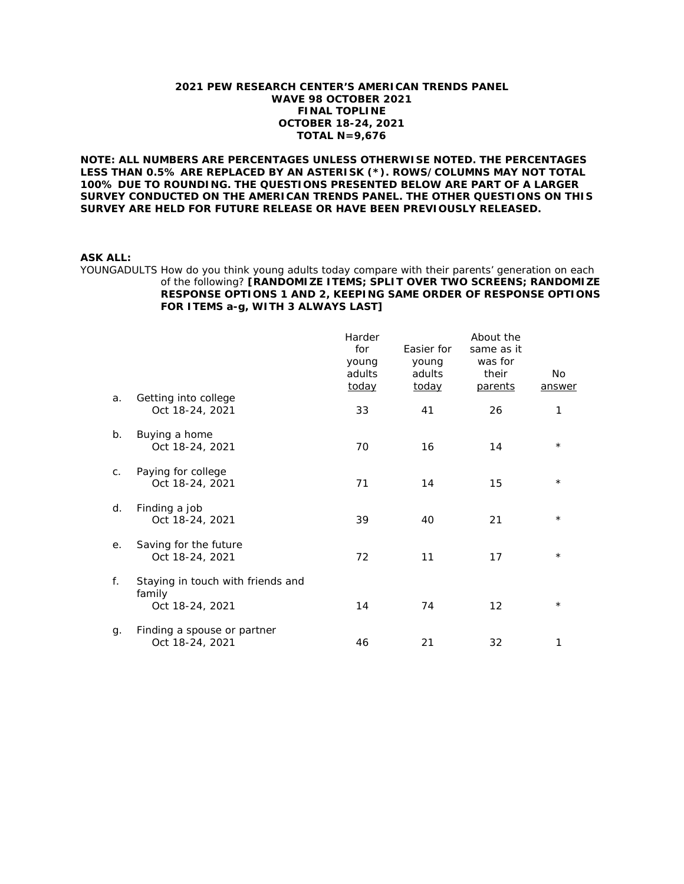**2021 PEW RESEARCH CENTER'S AMERICAN TRENDS PANEL**
**WAVE 98 OCTOBER 2021**
**FINAL TOPLINE**
**OCTOBER 18-24, 2021**
**TOTAL N=9,676**

**NOTE: ALL NUMBERS ARE PERCENTAGES UNLESS OTHERWISE NOTED. THE PERCENTAGES LESS THAN 0.5% ARE REPLACED BY AN ASTERISK (*). ROWS/COLUMNS MAY NOT TOTAL 100% DUE TO ROUNDING. THE QUESTIONS PRESENTED BELOW ARE PART OF A LARGER SURVEY CONDUCTED ON THE AMERICAN TRENDS PANEL. THE OTHER QUESTIONS ON THIS SURVEY ARE HELD FOR FUTURE RELEASE OR HAVE BEEN PREVIOUSLY RELEASED.**

**ASK ALL:**

YOUNGADULTS How do you think young adults today compare with their parents' generation on each of the following? **[RANDOMIZE ITEMS; SPLIT OVER TWO SCREENS; RANDOMIZE RESPONSE OPTIONS 1 AND 2, KEEPING SAME ORDER OF RESPONSE OPTIONS FOR ITEMS a-g, WITH 3 ALWAYS LAST]**

| | | Harder for young adults today | Easier for young adults today | About the same as it was for their parents | No answer |
|---|---|---|---|---|---|
| a. | Getting into college | | | | |
| | Oct 18-24, 2021 | 33 | 41 | 26 | 1 |
| b. | Buying a home | | | | |
| | Oct 18-24, 2021 | 70 | 16 | 14 | * |
| c. | Paying for college | | | | |
| | Oct 18-24, 2021 | 71 | 14 | 15 | * |
| d. | Finding a job | | | | |
| | Oct 18-24, 2021 | 39 | 40 | 21 | * |
| e. | Saving for the future | | | | |
| | Oct 18-24, 2021 | 72 | 11 | 17 | * |
| f. | Staying in touch with friends and family | | | | |
| | Oct 18-24, 2021 | 14 | 74 | 12 | * |
| g. | Finding a spouse or partner | | | | |
| | Oct 18-24, 2021 | 46 | 21 | 32 | 1 |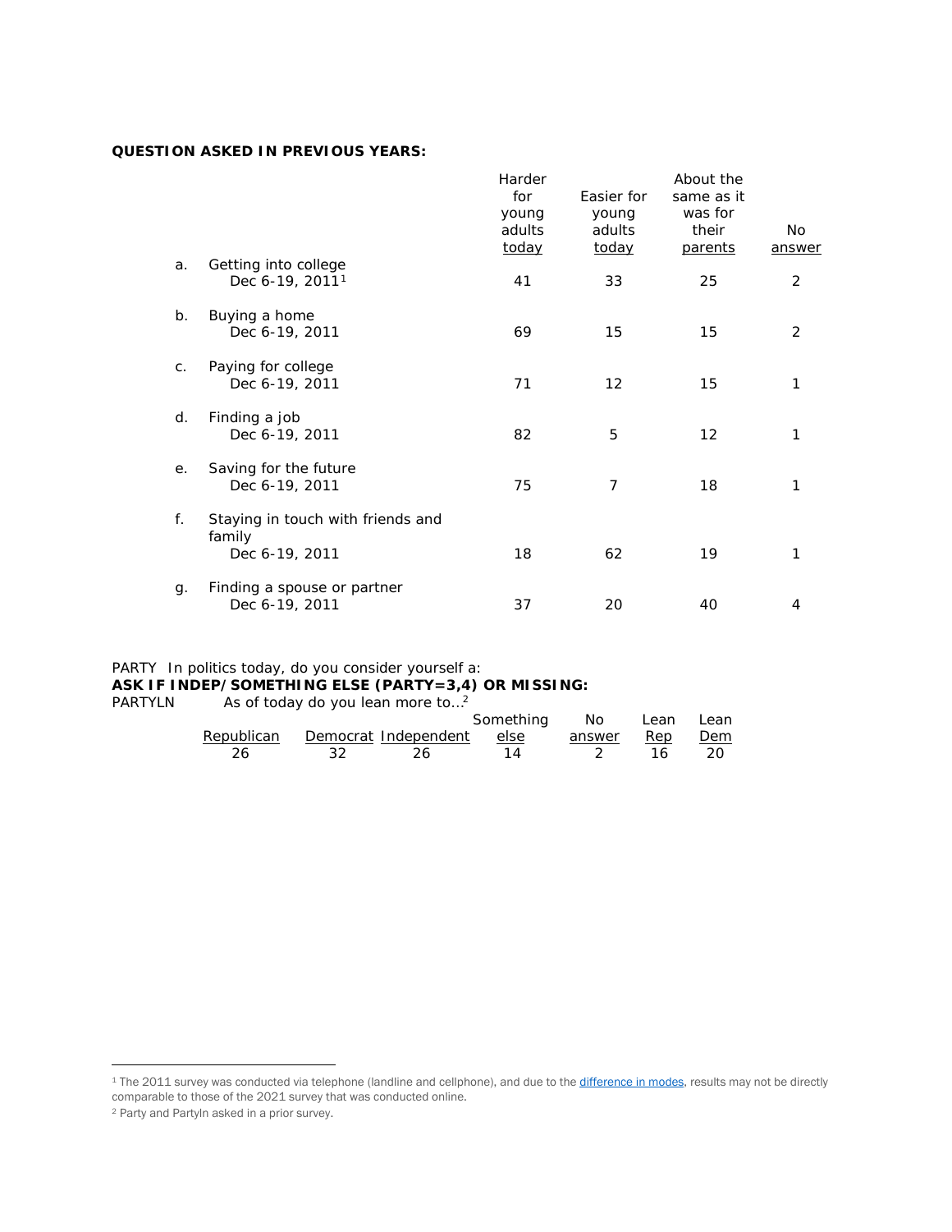**QUESTION ASKED IN PREVIOUS YEARS:**

| | | Harder for young adults today | Easier for young adults today | About the same as it was for their parents | No answer |
|---|---|---|---|---|---|
| a. | Getting into college | | | | |
| | Dec 6-19, 2011[1] | 41 | 33 | 25 | 2 |
| b. | Buying a home | | | | |
| | Dec 6-19, 2011 | 69 | 15 | 15 | 2 |
| c. | Paying for college | | | | |
| | Dec 6-19, 2011 | 71 | 12 | 15 | 1 |
| d. | Finding a job | | | | |
| | Dec 6-19, 2011 | 82 | 5 | 12 | 1 |
| e. | Saving for the future | | | | |
| | Dec 6-19, 2011 | 75 | 7 | 18 | 1 |
| f. | Staying in touch with friends and family | | | | |
| | Dec 6-19, 2011 | 18 | 62 | 19 | 1 |
| g. | Finding a spouse or partner | | | | |
| | Dec 6-19, 2011 | 37 | 20 | 40 | 4 |

PARTY In politics today, do you consider yourself a:
**ASK IF INDEP/SOMETHING ELSE (PARTY=3,4) OR MISSING:**
PARTYLN As of today do you lean more to…[2]

| Republican | Democrat | Independent | Something else | No answer | Lean Rep | Lean Dem |
|---|---|---|---|---|---|---|
| 26 | 32 | 26 | 14 | 2 | 16 | 20 |

[1] The 2011 survey was conducted via telephone (landline and cellphone), and due to the difference in modes, results may not be directly comparable to those of the 2021 survey that was conducted online.

[2] Party and Partyln asked in a prior survey.